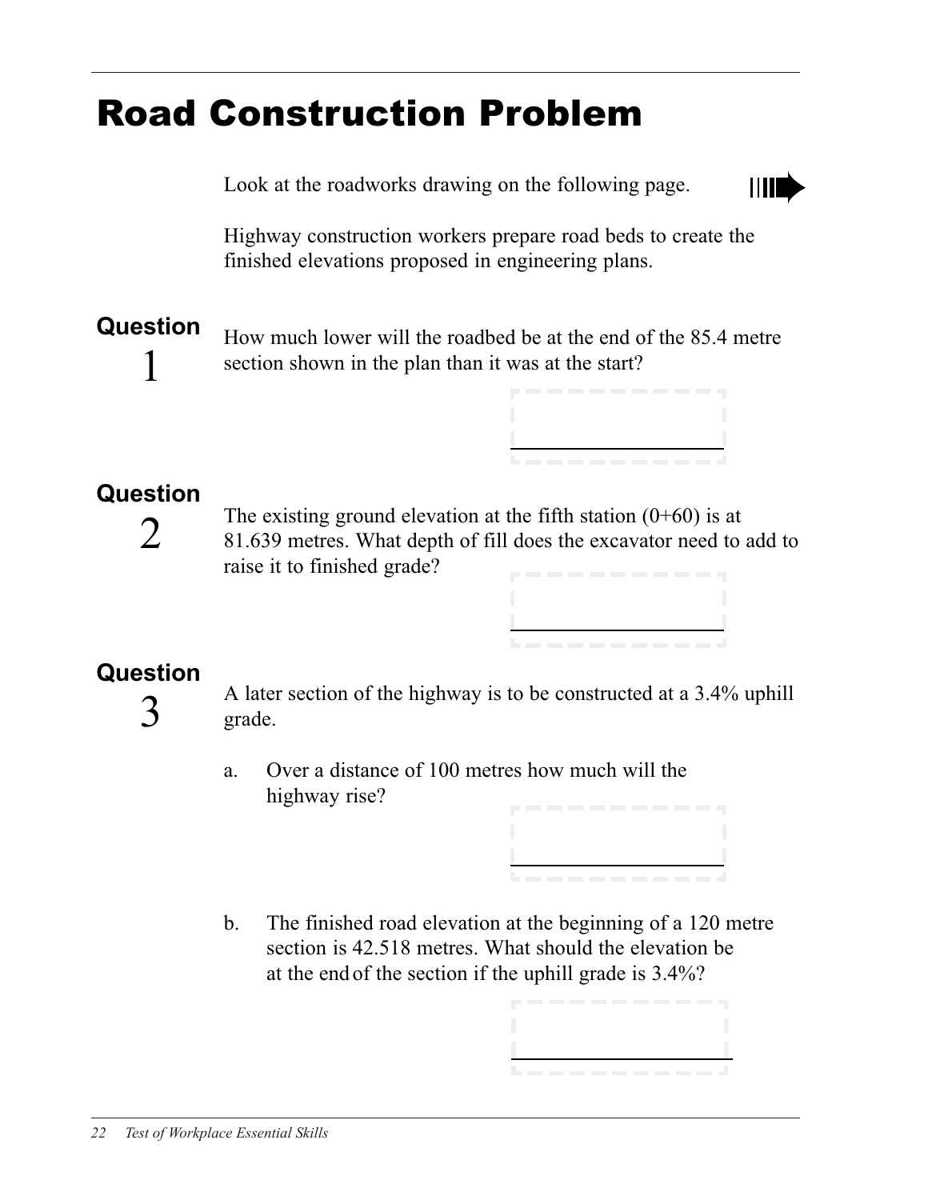# Road Construction Problem

Look at the roadworks drawing on the following page.

Highway construction workers prepare road beds to create the finished elevations proposed in engineering plans.

**Question 1**

How much lower will the roadbed be at the end of the 85.4 metre section shown in the plan than it was at the start?

**Question 2**

The existing ground elevation at the fifth station (0+60) is at 81.639 metres. What depth of fill does the excavator need to add to raise it to finished grade?

**Question 3**

A later section of the highway is to be constructed at a 3.4% uphill grade.

a. Over a distance of 100 metres how much will the highway rise?

b. The finished road elevation at the beginning of a 120 metre section is 42.518 metres. What should the elevation be at the end of the section if the uphill grade is 3.4%?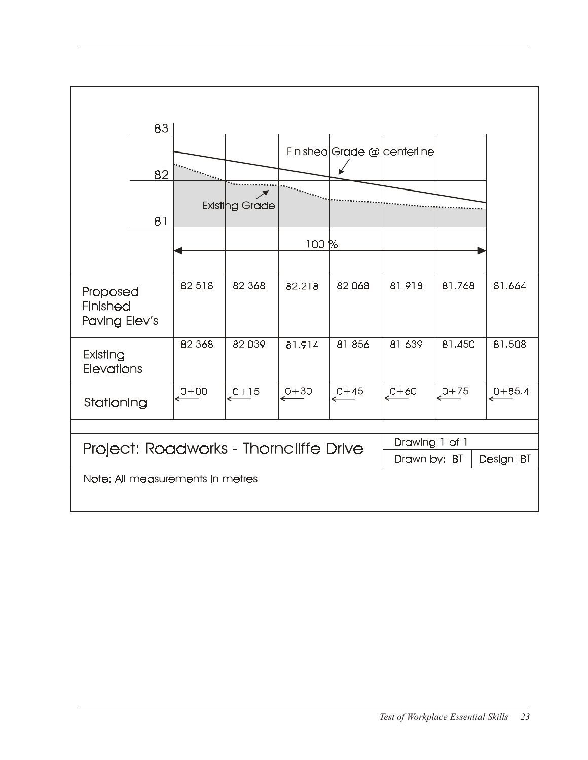83

82

81

Finished Grade @ centerline

Existing Grade

100 %

| | | | | | | | |
|---|---|---|---|---|---|---|---|
| Proposed Finished Paving Elev's | 82.518 | 82.368 | 82.218 | 82.068 | 81.918 | 81.768 | 81.664 |
| Existing Elevations | 82.368 | 82.039 | 81.914 | 81.856 | 81.639 | 81.450 | 81.508 |
| Stationing | 0+00 ← | 0+15 ← | 0+30 ← | 0+45 ← | 0+60 ← | 0+75 ← | 0+85.4 ← |

| | | |
|---|---|---|
| Project: Roadworks - Thorncliffe Drive | Drawing 1 of 1 | |
| | Drawn by: BT | Design: BT |

Note: All measurements in metres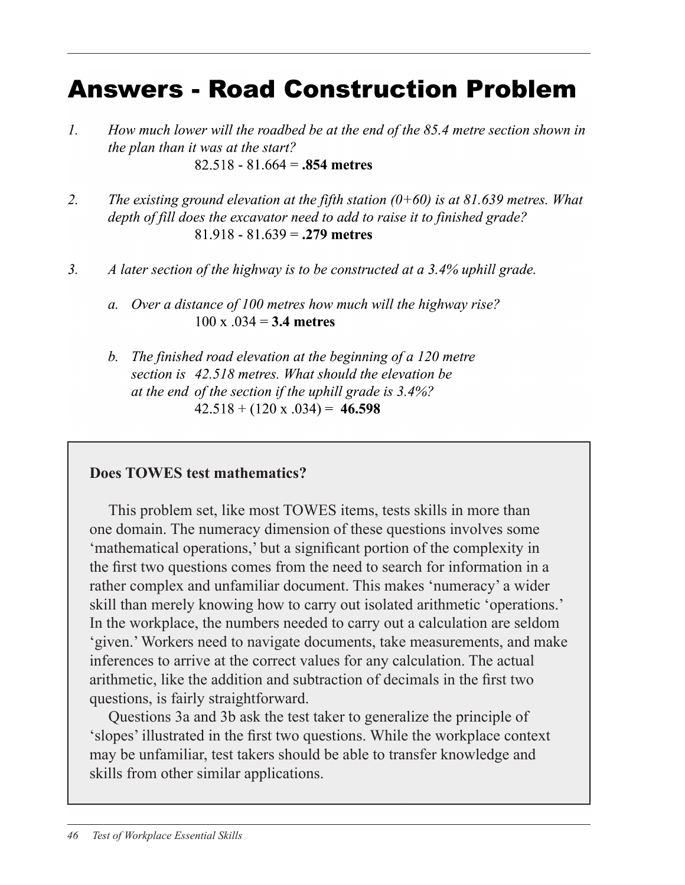# Answers - Road Construction Problem

1. *How much lower will the roadbed be at the end of the 85.4 metre section shown in the plan than it was at the start?*

   82.518 - 81.664 = **.854 metres**

2. *The existing ground elevation at the fifth station (0+60) is at 81.639 metres. What depth of fill does the excavator need to add to raise it to finished grade?*

   81.918 - 81.639 = **.279 metres**

3. *A later section of the highway is to be constructed at a 3.4% uphill grade.*

   a. *Over a distance of 100 metres how much will the highway rise?*

      100 x .034 = **3.4 metres**

   b. *The finished road elevation at the beginning of a 120 metre section is 42.518 metres. What should the elevation be at the end of the section if the uphill grade is 3.4%?*

      42.518 + (120 x .034) = **46.598**

**Does TOWES test mathematics?**

This problem set, like most TOWES items, tests skills in more than one domain. The numeracy dimension of these questions involves some 'mathematical operations,' but a significant portion of the complexity in the first two questions comes from the need to search for information in a rather complex and unfamiliar document. This makes 'numeracy' a wider skill than merely knowing how to carry out isolated arithmetic 'operations.' In the workplace, the numbers needed to carry out a calculation are seldom 'given.' Workers need to navigate documents, take measurements, and make inferences to arrive at the correct values for any calculation. The actual arithmetic, like the addition and subtraction of decimals in the first two questions, is fairly straightforward.

Questions 3a and 3b ask the test taker to generalize the principle of 'slopes' illustrated in the first two questions. While the workplace context may be unfamiliar, test takers should be able to transfer knowledge and skills from other similar applications.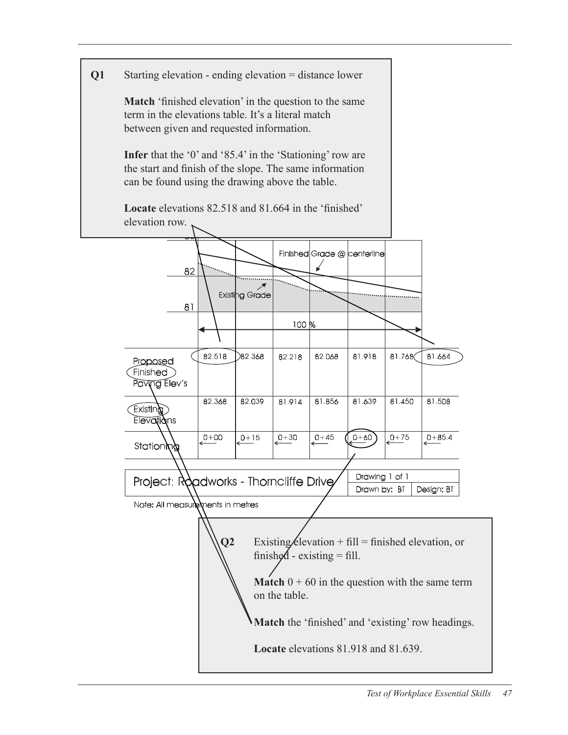**Q1** Starting elevation - ending elevation = distance lower

**Match** 'finished elevation' in the question to the same term in the elevations table. It's a literal match between given and requested information.

**Infer** that the '0' and '85.4' in the 'Stationing' row are the start and finish of the slope. The same information can be found using the drawing above the table.

**Locate** elevations 82.518 and 81.664 in the 'finished' elevation row.

Finished Grade @ centerline

82

Existing Grade

81

100 %

| | | | | | | | |
|---|---|---|---|---|---|---|---|
| Proposed Finished Paving Elev's | 82.518 | 82.368 | 82.218 | 82.068 | 81.918 | 81.768 | 81.664 |
| Existing Elevations | 82.368 | 82.039 | 81.914 | 81.856 | 81.639 | 81.450 | 81.508 |
| Stationing | 0+00 | 0+15 | 0+30 | 0+45 | 0+60 | 0+75 | 0+85.4 |

| Project: Roadworks - Thorncliffe Drive | Drawing 1 of 1 | |
|---|---|---|
| | Drawn by: BT | Design: BT |

Note: All measurements in metres

**Q2** Existing elevation + fill = finished elevation, or finished - existing = fill.

**Match** 0 + 60 in the question with the same term on the table.

**Match** the 'finished' and 'existing' row headings.

**Locate** elevations 81.918 and 81.639.